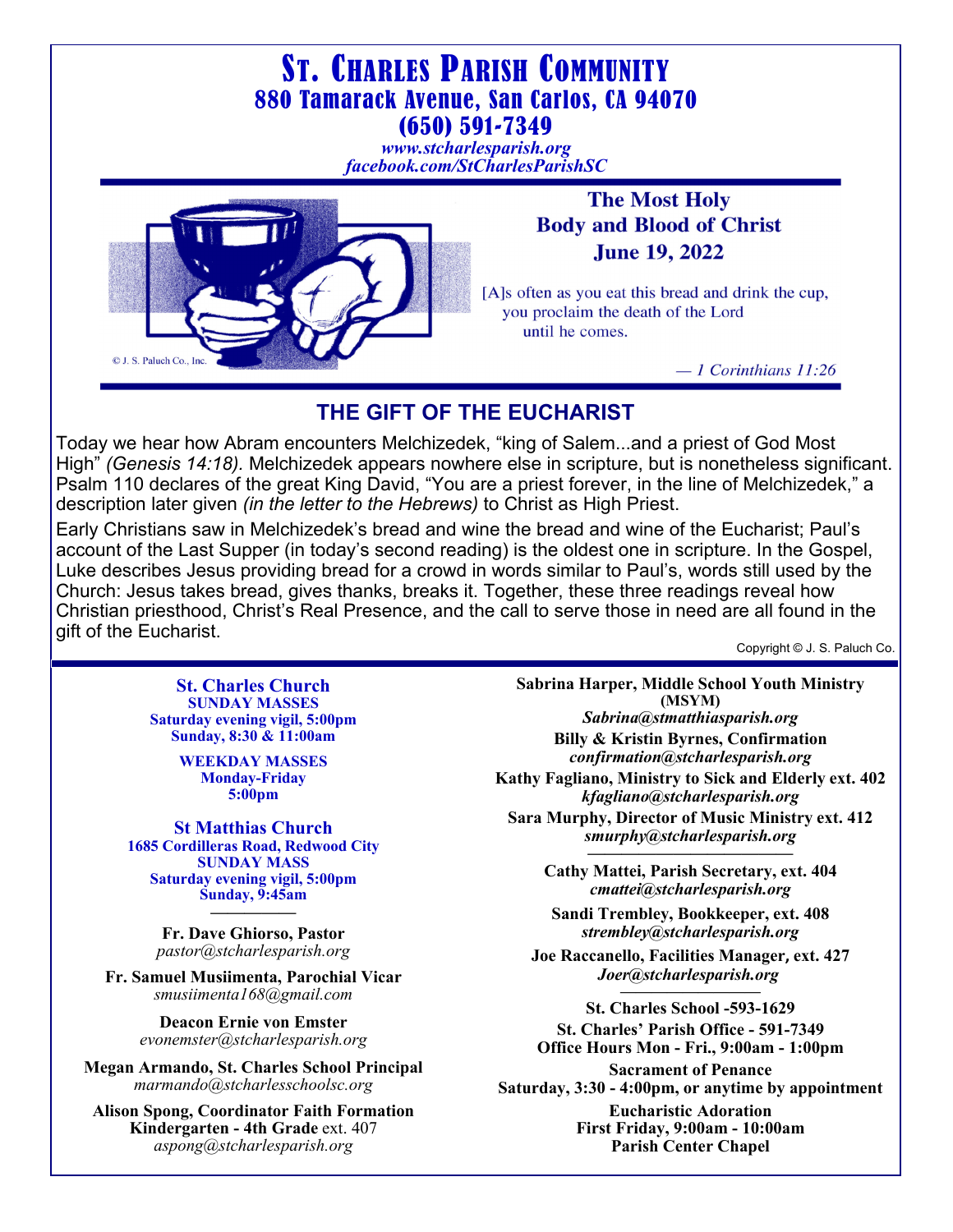# St. Charles Parish Community

**880 Tamarack Avenue, San Carlos, CA 94070**

**(650) 591-7349**

*www.stcharlesparish.org*

*facebook.com/StCharlesParishSC*

© J. S. Paluch Co., Inc.

## The Most Holy Body and Blood of Christ

**June 19, 2022**

[A]s often as you eat this bread and drink the cup, you proclaim the death of the Lord until he comes.

*— 1 Corinthians 11:26*

## THE GIFT OF THE EUCHARIST

Today we hear how Abram encounters Melchizedek, "king of Salem...and a priest of God Most High" *(Genesis 14:18).* Melchizedek appears nowhere else in scripture, but is nonetheless significant. Psalm 110 declares of the great King David, "You are a priest forever, in the line of Melchizedek," a description later given *(in the letter to the Hebrews)* to Christ as High Priest.

Early Christians saw in Melchizedek's bread and wine the bread and wine of the Eucharist; Paul's account of the Last Supper (in today's second reading) is the oldest one in scripture. In the Gospel, Luke describes Jesus providing bread for a crowd in words similar to Paul's, words still used by the Church: Jesus takes bread, gives thanks, breaks it. Together, these three readings reveal how Christian priesthood, Christ's Real Presence, and the call to serve those in need are all found in the gift of the Eucharist.

Copyright © J. S. Paluch Co.

**St. Charles Church**
**SUNDAY MASSES**
**Saturday evening vigil, 5:00pm**
**Sunday, 8:30 & 11:00am**

**WEEKDAY MASSES**
**Monday-Friday**
**5:00pm**

**St Matthias Church**
**1685 Cordilleras Road, Redwood City**
**SUNDAY MASS**
**Saturday evening vigil, 5:00pm**
**Sunday, 9:45am**

**Fr. Dave Ghiorso, Pastor**
*pastor@stcharlesparish.org*

**Fr. Samuel Musiimenta, Parochial Vicar**
*smusiimenta168@gmail.com*

**Deacon Ernie von Emster**
*evonemster@stcharlesparish.org*

**Megan Armando, St. Charles School Principal**
*marmando@stcharlesschoolsc.org*

**Alison Spong, Coordinator Faith Formation Kindergarten - 4th Grade** ext. 407
*aspong@stcharlesparish.org*

**Sabrina Harper, Middle School Youth Ministry (MSYM)**
***Sabrina@stmatthiasparish.org***

**Billy & Kristin Byrnes, Confirmation**
***confirmation@stcharlesparish.org***

**Kathy Fagliano, Ministry to Sick and Elderly ext. 402**
***kfagliano@stcharlesparish.org***

**Sara Murphy, Director of Music Ministry ext. 412**
***smurphy@stcharlesparish.org***

**Cathy Mattei, Parish Secretary, ext. 404**
***cmattei@stcharlesparish.org***

**Sandi Trembley, Bookkeeper, ext. 408**
***strembley@stcharlesparish.org***

**Joe Raccanello, Facilities Manager, ext. 427**
***Joer@stcharlesparish.org***

**St. Charles School -593-1629**

**St. Charles' Parish Office - 591-7349**
**Office Hours Mon - Fri., 9:00am - 1:00pm**

**Sacrament of Penance**
**Saturday, 3:30 - 4:00pm, or anytime by appointment**

**Eucharistic Adoration**
**First Friday, 9:00am - 10:00am**
**Parish Center Chapel**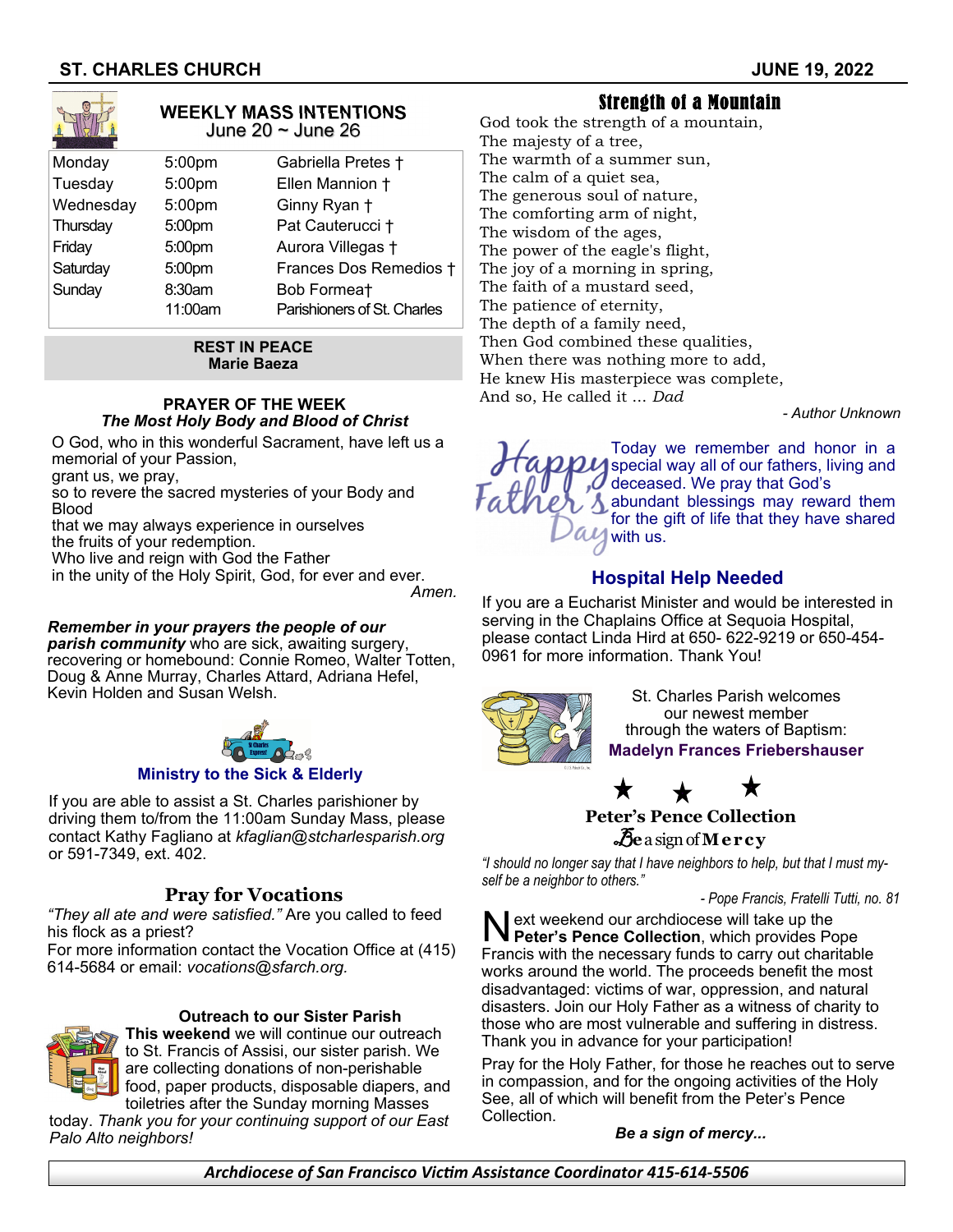## WEEKLY MASS INTENTIONS

June 20 ~ June 26

| Day | Time | Intention |
|---|---|---|
| Monday | 5:00pm | Gabriella Pretes † |
| Tuesday | 5:00pm | Ellen Mannion † |
| Wednesday | 5:00pm | Ginny Ryan † |
| Thursday | 5:00pm | Pat Cauterucci † |
| Friday | 5:00pm | Aurora Villegas † |
| Saturday | 5:00pm | Frances Dos Remedios † |
| Sunday | 8:30am | Bob Formea† |
| | 11:00am | Parishioners of St. Charles |

**REST IN PEACE**
**Marie Baeza**

### PRAYER OF THE WEEK
***The Most Holy Body and Blood of Christ***

O God, who in this wonderful Sacrament, have left us a memorial of your Passion,
grant us, we pray,
so to revere the sacred mysteries of your Body and Blood
that we may always experience in ourselves
the fruits of your redemption.
Who live and reign with God the Father
in the unity of the Holy Spirit, God, for ever and ever.
*Amen.*

***Remember in your prayers the people of our parish community*** who are sick, awaiting surgery, recovering or homebound: Connie Romeo, Walter Totten, Doug & Anne Murray, Charles Attard, Adriana Hefel, Kevin Holden and Susan Welsh.

### Ministry to the Sick & Elderly

If you are able to assist a St. Charles parishioner by driving them to/from the 11:00am Sunday Mass, please contact Kathy Fagliano at *kfaglian@stcharlesparish.org* or 591-7349, ext. 402.

### Pray for Vocations

*"They all ate and were satisfied."* Are you called to feed his flock as a priest?
For more information contact the Vocation Office at (415) 614-5684 or email: *vocations@sfarch.org.*

### Outreach to our Sister Parish

**This weekend** we will continue our outreach to St. Francis of Assisi, our sister parish. We are collecting donations of non-perishable food, paper products, disposable diapers, and toiletries after the Sunday morning Masses today. *Thank you for your continuing support of our East Palo Alto neighbors!*

## Strength of a Mountain

God took the strength of a mountain,
The majesty of a tree,
The warmth of a summer sun,
The calm of a quiet sea,
The generous soul of nature,
The comforting arm of night,
The wisdom of the ages,
The power of the eagle's flight,
The joy of a morning in spring,
The faith of a mustard seed,
The patience of eternity,
The depth of a family need,
Then God combined these qualities,
When there was nothing more to add,
He knew His masterpiece was complete,
And so, He called it ... *Dad*

*- Author Unknown*

Happy Father's Day

Today we remember and honor in a special way all of our fathers, living and deceased. We pray that God's abundant blessings may reward them for the gift of life that they have shared with us.

### Hospital Help Needed

If you are a Eucharist Minister and would be interested in serving in the Chaplains Office at Sequoia Hospital, please contact Linda Hird at 650- 622-9219 or 650-454-0961 for more information. Thank You!

St. Charles Parish welcomes our newest member through the waters of Baptism:
**Madelyn Frances Friebershauser**

### Peter's Pence Collection
**Be a sign of Mercy**

*"I should no longer say that I have neighbors to help, but that I must myself be a neighbor to others."*

*- Pope Francis, Fratelli Tutti, no. 81*

Next weekend our archdiocese will take up the **Peter's Pence Collection**, which provides Pope Francis with the necessary funds to carry out charitable works around the world. The proceeds benefit the most disadvantaged: victims of war, oppression, and natural disasters. Join our Holy Father as a witness of charity to those who are most vulnerable and suffering in distress. Thank you in advance for your participation!

Pray for the Holy Father, for those he reaches out to serve in compassion, and for the ongoing activities of the Holy See, all of which will benefit from the Peter's Pence Collection.

***Be a sign of mercy...***

***Archdiocese of San Francisco Victim Assistance Coordinator 415-614-5506***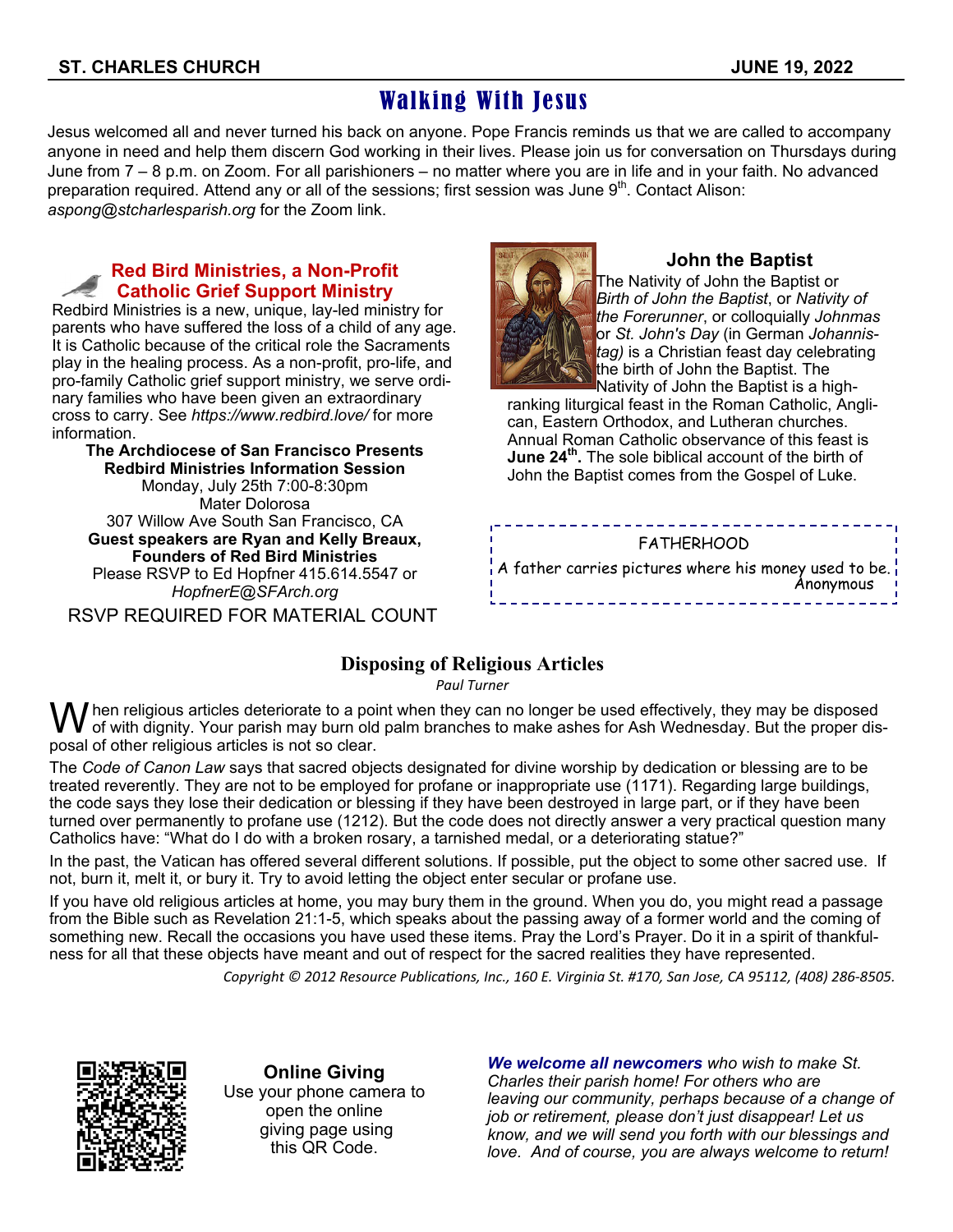# Walking With Jesus

Jesus welcomed all and never turned his back on anyone. Pope Francis reminds us that we are called to accompany anyone in need and help them discern God working in their lives. Please join us for conversation on Thursdays during June from 7 – 8 p.m. on Zoom. For all parishioners – no matter where you are in life and in your faith. No advanced preparation required. Attend any or all of the sessions; first session was June 9th. Contact Alison: *aspong@stcharlesparish.org* for the Zoom link.

## Red Bird Ministries, a Non-Profit Catholic Grief Support Ministry

Redbird Ministries is a new, unique, lay-led ministry for parents who have suffered the loss of a child of any age. It is Catholic because of the critical role the Sacraments play in the healing process. As a non-profit, pro-life, and pro-family Catholic grief support ministry, we serve ordinary families who have been given an extraordinary cross to carry. See *https://www.redbird.love/* for more information.

**The Archdiocese of San Francisco Presents**
**Redbird Ministries Information Session**
Monday, July 25th 7:00-8:30pm
Mater Dolorosa
307 Willow Ave South San Francisco, CA
**Guest speakers are Ryan and Kelly Breaux, Founders of Red Bird Ministries**
Please RSVP to Ed Hopfner 415.614.5547 or *HopfnerE@SFArch.org*

RSVP REQUIRED FOR MATERIAL COUNT

## John the Baptist

The Nativity of John the Baptist or *Birth of John the Baptist*, or *Nativity of the Forerunner*, or colloquially *Johnmas* or *St. John's Day* (in German *Johannistag)* is a Christian feast day celebrating the birth of John the Baptist. The Nativity of John the Baptist is a high-ranking liturgical feast in the Roman Catholic, Anglican, Eastern Orthodox, and Lutheran churches. Annual Roman Catholic observance of this feast is **June 24th.** The sole biblical account of the birth of John the Baptist comes from the Gospel of Luke.

FATHERHOOD

A father carries pictures where his money used to be.
Anonymous

## Disposing of Religious Articles

*Paul Turner*

When religious articles deteriorate to a point when they can no longer be used effectively, they may be disposed of with dignity. Your parish may burn old palm branches to make ashes for Ash Wednesday. But the proper disposal of other religious articles is not so clear.

The *Code of Canon Law* says that sacred objects designated for divine worship by dedication or blessing are to be treated reverently. They are not to be employed for profane or inappropriate use (1171). Regarding large buildings, the code says they lose their dedication or blessing if they have been destroyed in large part, or if they have been turned over permanently to profane use (1212). But the code does not directly answer a very practical question many Catholics have: "What do I do with a broken rosary, a tarnished medal, or a deteriorating statue?"

In the past, the Vatican has offered several different solutions. If possible, put the object to some other sacred use. If not, burn it, melt it, or bury it. Try to avoid letting the object enter secular or profane use.

If you have old religious articles at home, you may bury them in the ground. When you do, you might read a passage from the Bible such as Revelation 21:1-5, which speaks about the passing away of a former world and the coming of something new. Recall the occasions you have used these items. Pray the Lord's Prayer. Do it in a spirit of thankfulness for all that these objects have meant and out of respect for the sacred realities they have represented.

*Copyright © 2012 Resource Publications, Inc., 160 E. Virginia St. #170, San Jose, CA 95112, (408) 286-8505.*

**Online Giving**
Use your phone camera to open the online giving page using this QR Code.

***We welcome all newcomers*** *who wish to make St. Charles their parish home! For others who are leaving our community, perhaps because of a change of job or retirement, please don't just disappear! Let us know, and we will send you forth with our blessings and love. And of course, you are always welcome to return!*